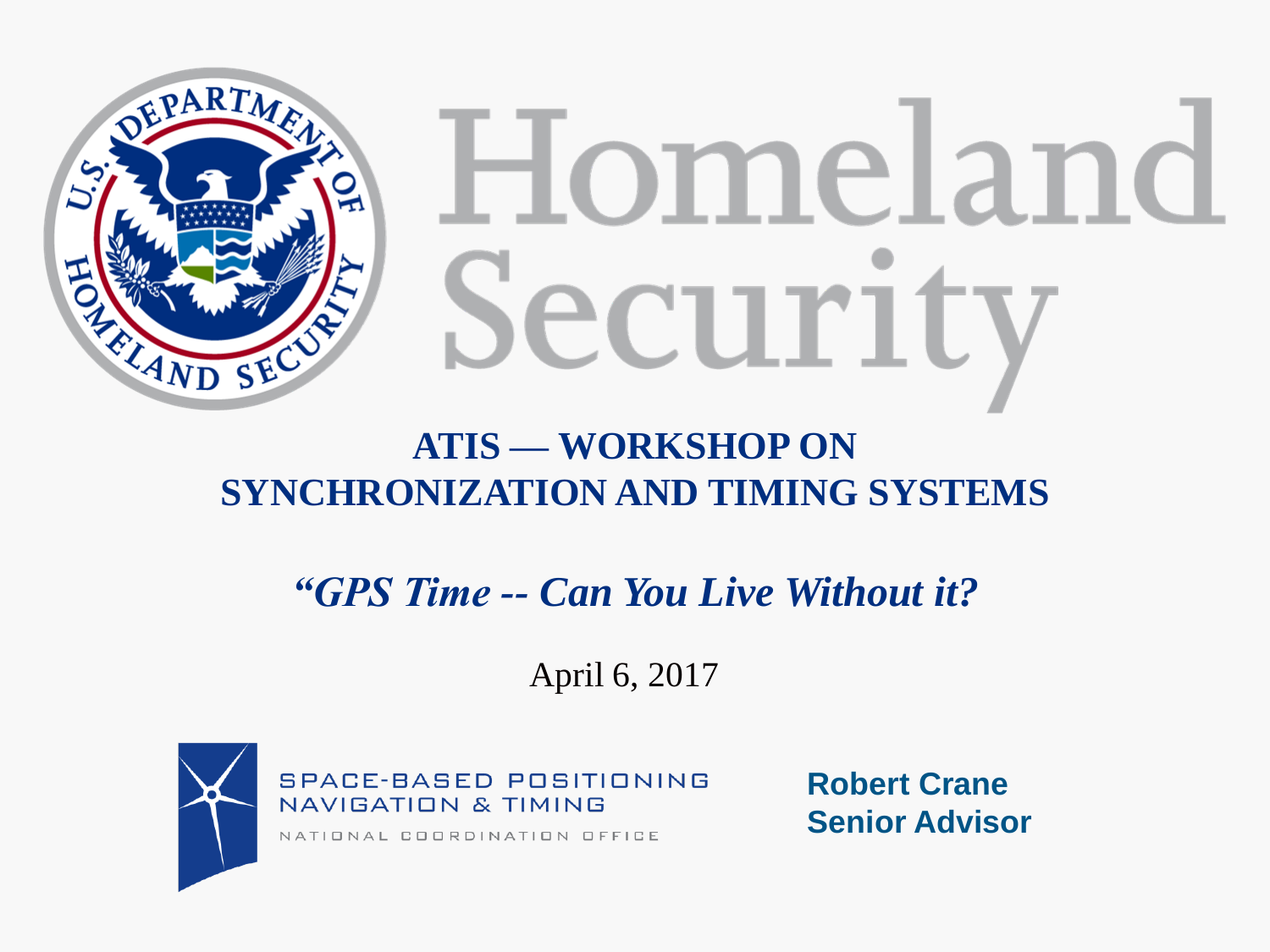# Homeland Security

## ATIS — WORKSHOP ON SYNCHRONIZATION AND TIMING SYSTEMS

### *"GPS Time -- Can You Live Without it?*

April 6, 2017

SPACE-BASED POSITIONING NAVIGATION & TIMING

NATIONAL COORDINATION OFFICE

**Robert Crane**
**Senior Advisor**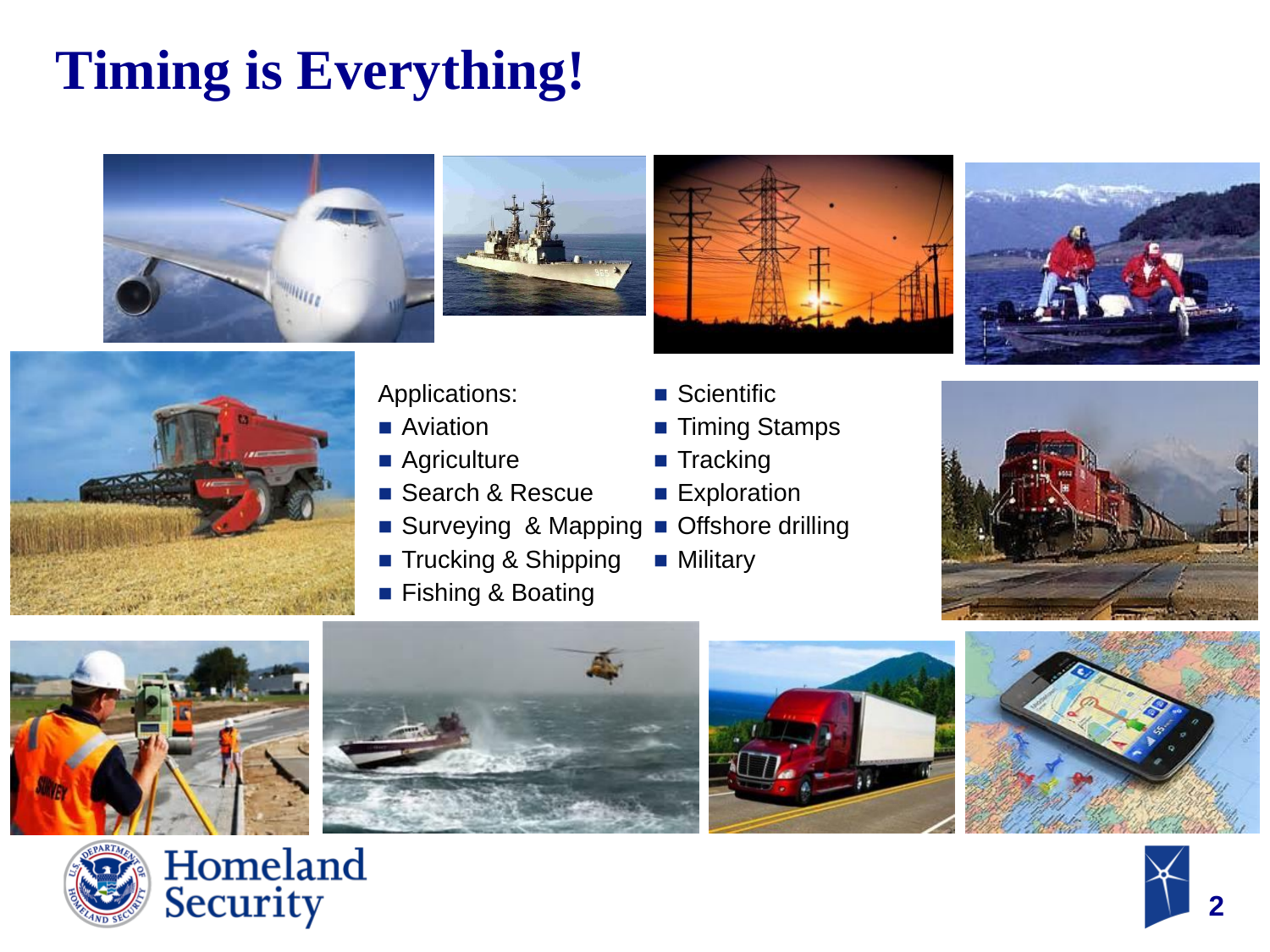# Timing is Everything!

Applications:

- Aviation
- Agriculture
- Search & Rescue
- Surveying & Mapping
- Trucking & Shipping
- Fishing & Boating
- Scientific
- Timing Stamps
- Tracking
- Exploration
- Offshore drilling
- Military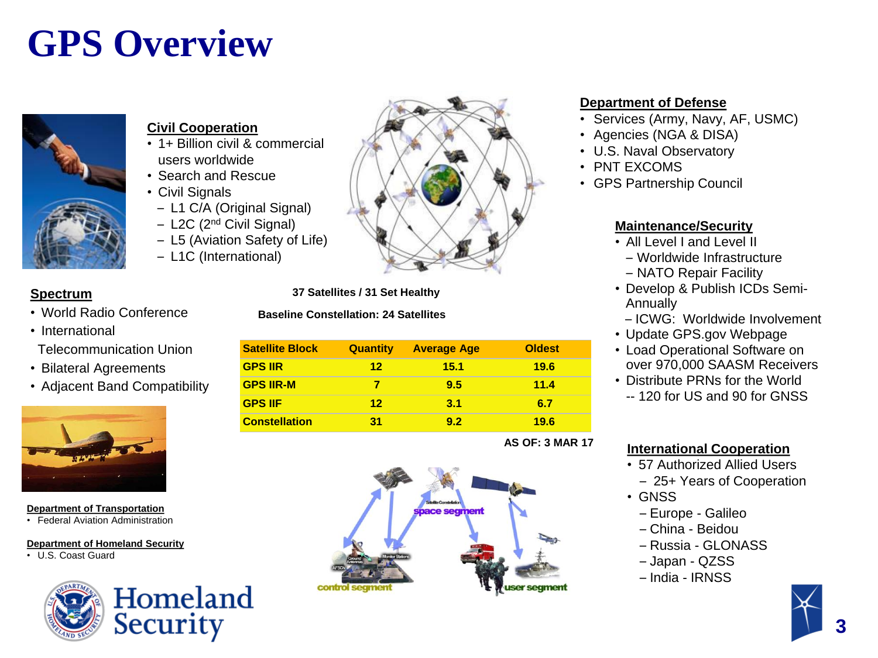# GPS Overview

### Civil Cooperation

- 1+ Billion civil & commercial users worldwide
- Search and Rescue
- Civil Signals
  - L1 C/A (Original Signal)
  - L2C (2nd Civil Signal)
  - L5 (Aviation Safety of Life)
  - L1C (International)

### Spectrum

- World Radio Conference
- International Telecommunication Union
- Bilateral Agreements
- Adjacent Band Compatibility

**37 Satellites / 31 Set Healthy**

**Baseline Constellation: 24 Satellites**

| Satellite Block | Quantity | Average Age | Oldest |
|---|---|---|---|
| GPS IIR | 12 | 15.1 | 19.6 |
| GPS IIR-M | 7 | 9.5 | 11.4 |
| GPS IIF | 12 | 3.1 | 6.7 |
| Constellation | 31 | 9.2 | 19.6 |

**AS OF: 3 MAR 17**

### Department of Defense

- Services (Army, Navy, AF, USMC)
- Agencies (NGA & DISA)
- U.S. Naval Observatory
- PNT EXCOMS
- GPS Partnership Council

### Maintenance/Security

- All Level I and Level II
  - Worldwide Infrastructure
  - NATO Repair Facility
- Develop & Publish ICDs Semi-Annually
  - ICWG: Worldwide Involvement
- Update GPS.gov Webpage
- Load Operational Software on over 970,000 SAASM Receivers
- Distribute PRNs for the World
  -- 120 for US and 90 for GNSS

### International Cooperation

- 57 Authorized Allied Users
  - 25+ Years of Cooperation
- GNSS
  - Europe - Galileo
  - China - Beidou
  - Russia - GLONASS
  - Japan - QZSS
  - India - IRNSS

space segment

control segment

user segment

### Department of Transportation

- Federal Aviation Administration

### Department of Homeland Security

- U.S. Coast Guard

Homeland Security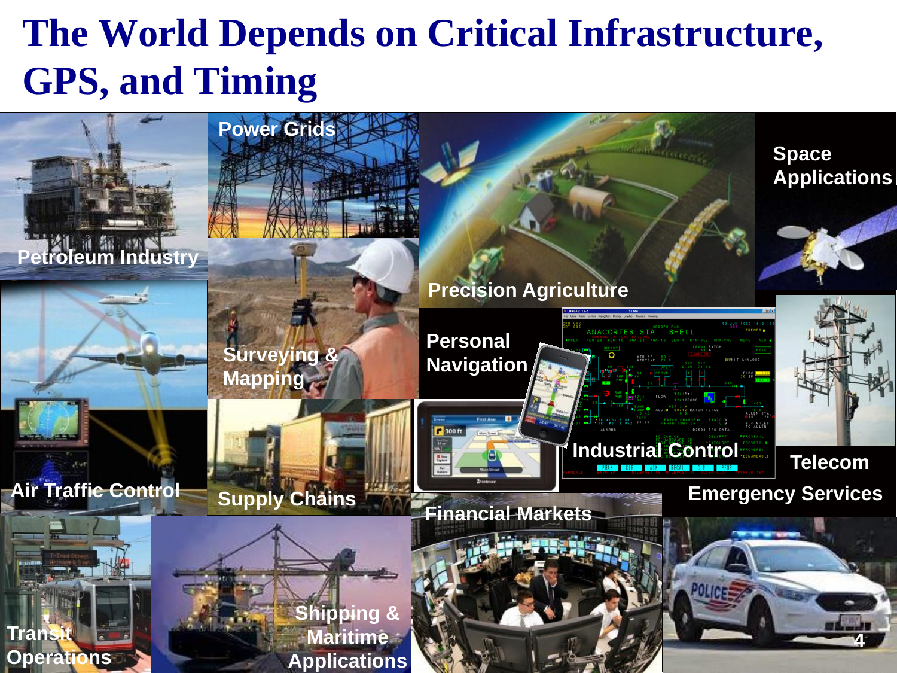# The World Depends on Critical Infrastructure, GPS, and Timing

- Petroleum Industry
- Power Grids
- Precision Agriculture
- Space Applications
- Surveying & Mapping
- Personal Navigation
- Industrial Control
- Telecom
- Air Traffic Control
- Supply Chains
- Emergency Services
- Financial Markets
- Transit Operations
- Shipping & Maritime Applications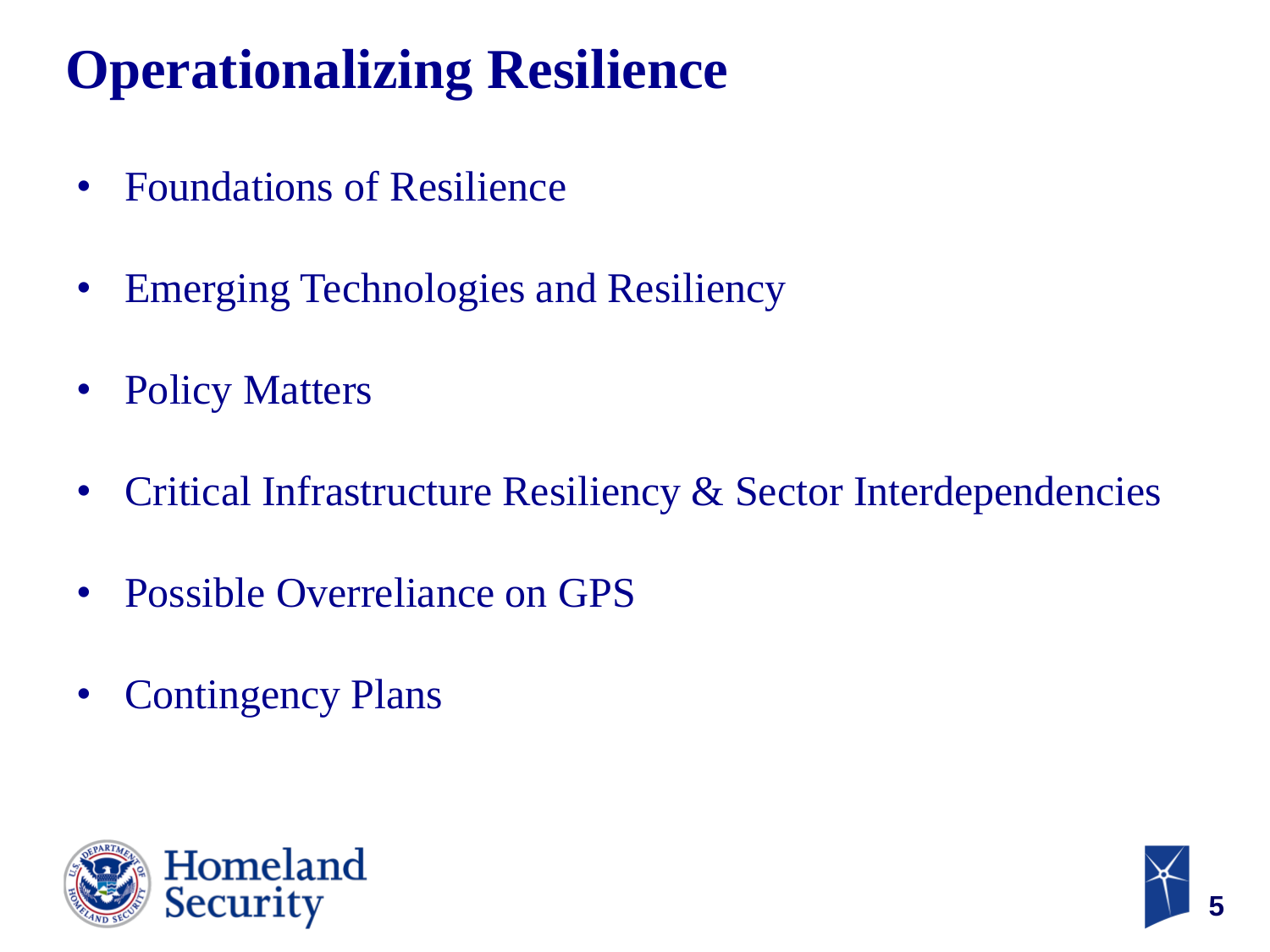# Operationalizing Resilience

- Foundations of Resilience
- Emerging Technologies and Resiliency
- Policy Matters
- Critical Infrastructure Resiliency & Sector Interdependencies
- Possible Overreliance on GPS
- Contingency Plans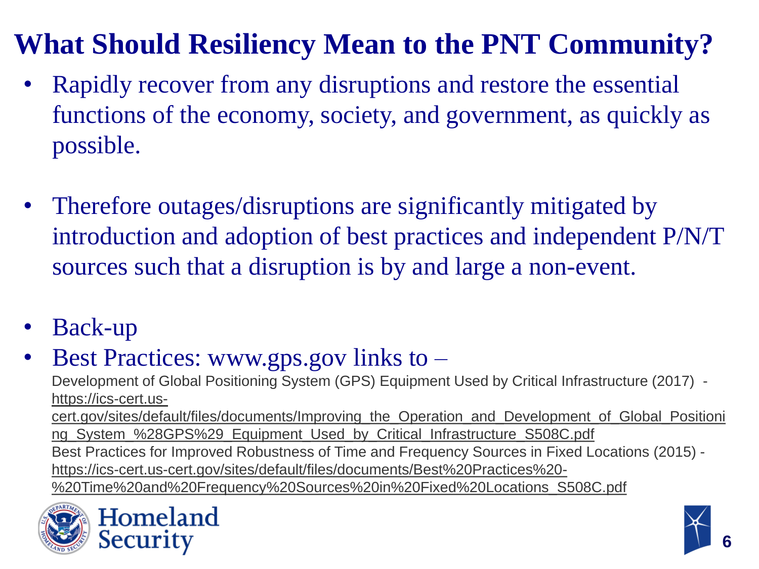# What Should Resiliency Mean to the PNT Community?

- Rapidly recover from any disruptions and restore the essential functions of the economy, society, and government, as quickly as possible.

- Therefore outages/disruptions are significantly mitigated by introduction and adoption of best practices and independent P/N/T sources such that a disruption is by and large a non-event.

- Back-up
- Best Practices: www.gps.gov links to –

  Development of Global Positioning System (GPS) Equipment Used by Critical Infrastructure (2017) - https://ics-cert.us-cert.gov/sites/default/files/documents/Improving_the_Operation_and_Development_of_Global_Positioning_System_%28GPS%29_Equipment_Used_by_Critical_Infrastructure_S508C.pdf

  Best Practices for Improved Robustness of Time and Frequency Sources in Fixed Locations (2015) - https://ics-cert.us-cert.gov/sites/default/files/documents/Best%20Practices%20-%20Time%20and%20Frequency%20Sources%20in%20Fixed%20Locations_S508C.pdf

Homeland Security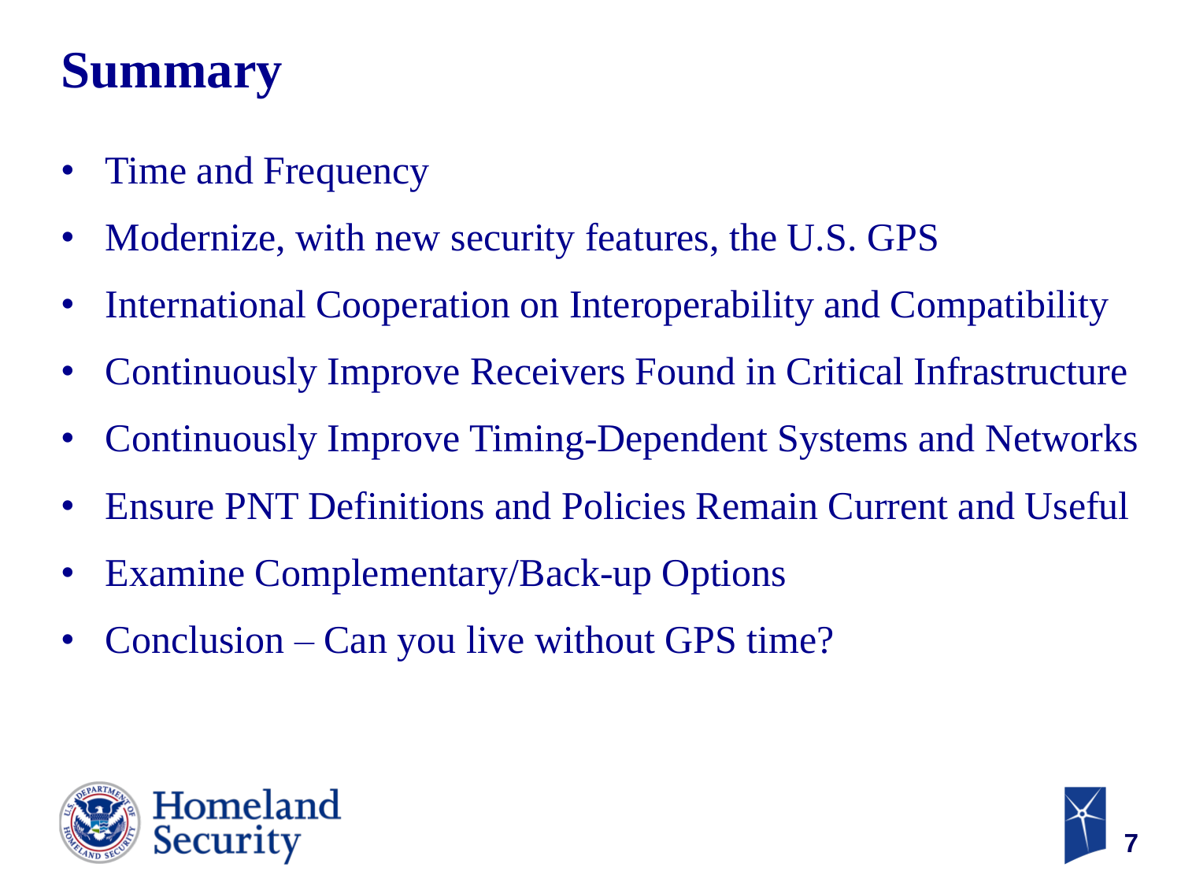# Summary

- Time and Frequency
- Modernize, with new security features, the U.S. GPS
- International Cooperation on Interoperability and Compatibility
- Continuously Improve Receivers Found in Critical Infrastructure
- Continuously Improve Timing-Dependent Systems and Networks
- Ensure PNT Definitions and Policies Remain Current and Useful
- Examine Complementary/Back-up Options
- Conclusion – Can you live without GPS time?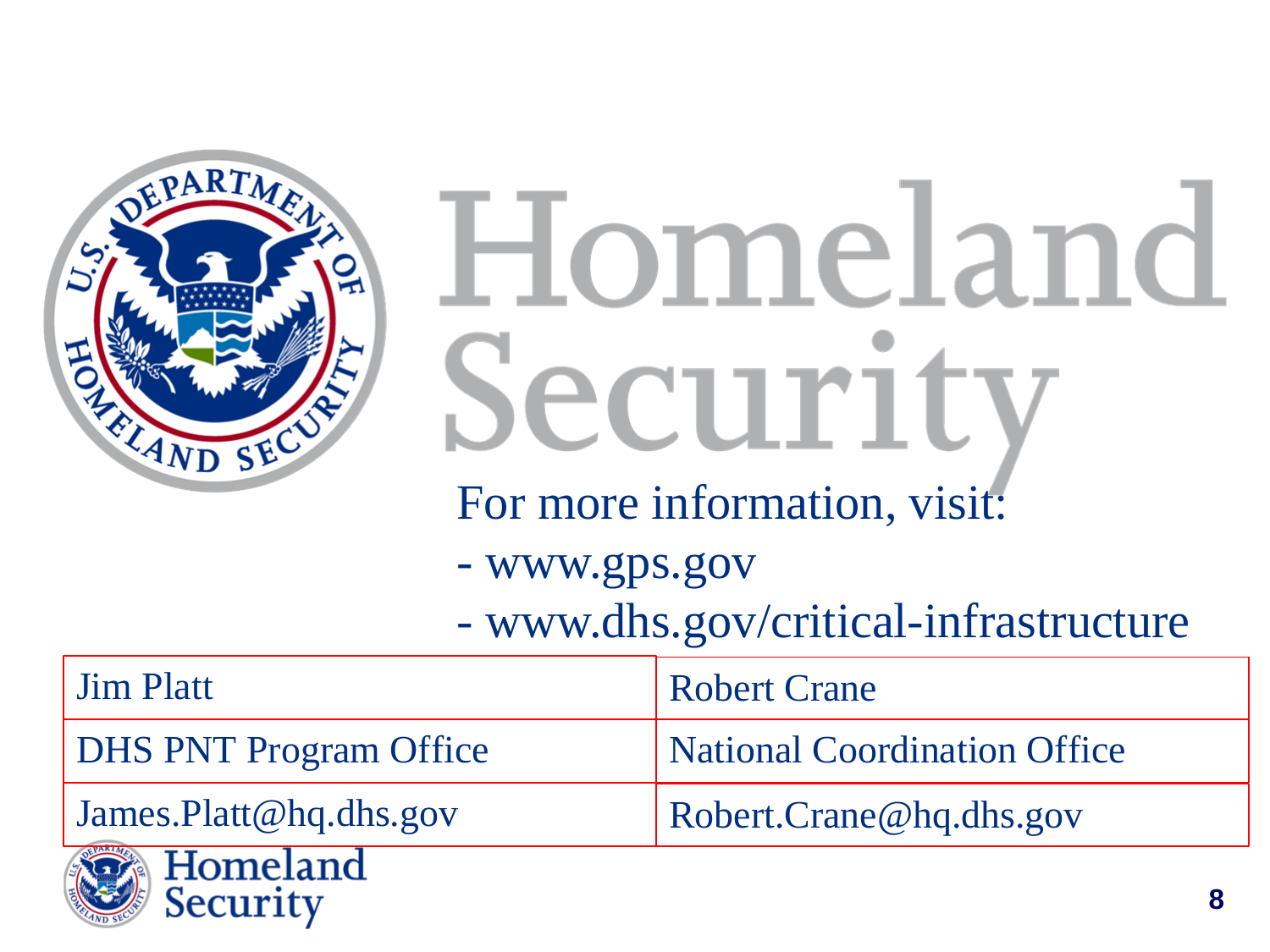# Homeland Security

For more information, visit:

- www.gps.gov
- www.dhs.gov/critical-infrastructure

| | |
|---|---|
| Jim Platt | Robert Crane |
| DHS PNT Program Office | National Coordination Office |
| James.Platt@hq.dhs.gov | Robert.Crane@hq.dhs.gov |